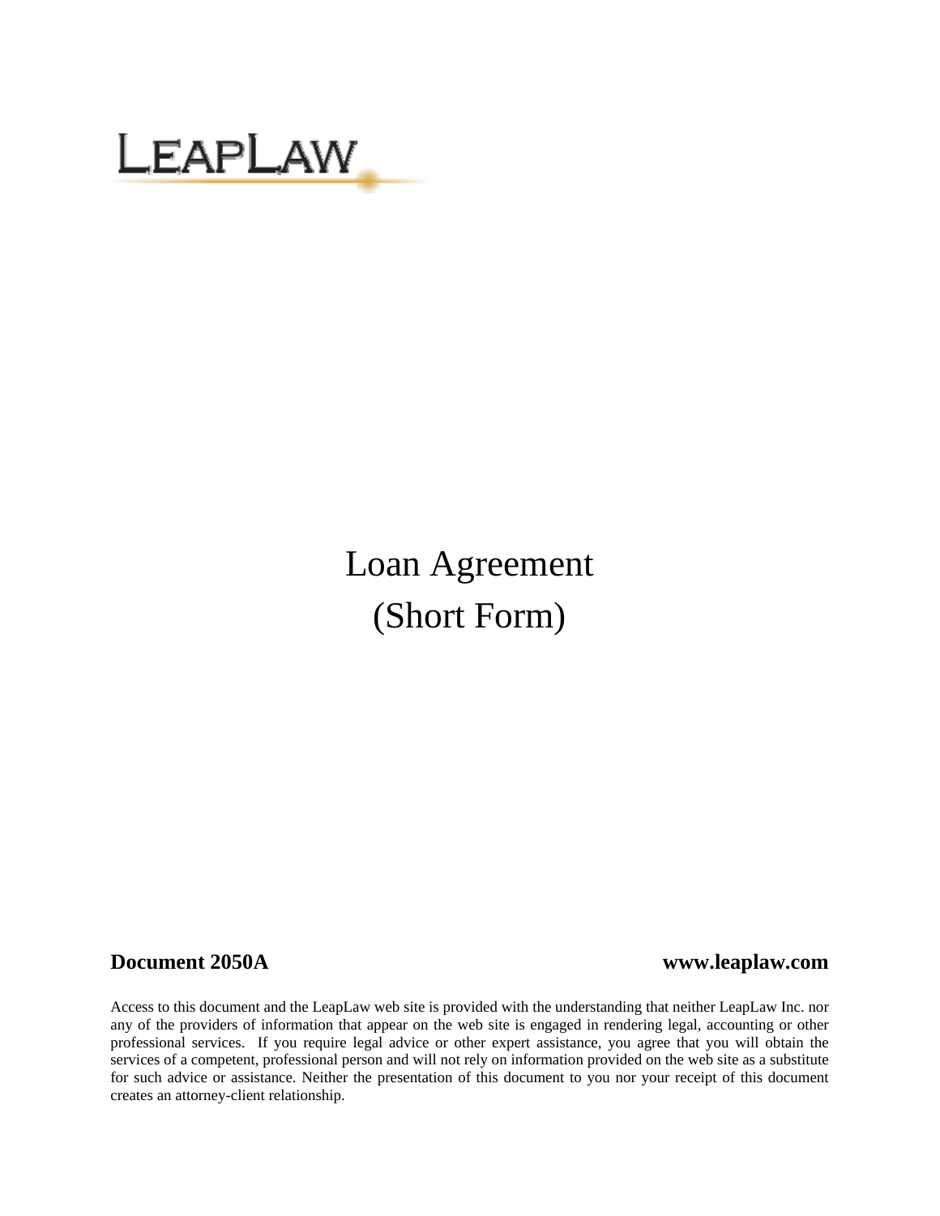LEAPLAW

# Loan Agreement

# (Short Form)

**Document 2050A** **www.leaplaw.com**

Access to this document and the LeapLaw web site is provided with the understanding that neither LeapLaw Inc. nor any of the providers of information that appear on the web site is engaged in rendering legal, accounting or other professional services. If you require legal advice or other expert assistance, you agree that you will obtain the services of a competent, professional person and will not rely on information provided on the web site as a substitute for such advice or assistance. Neither the presentation of this document to you nor your receipt of this document creates an attorney-client relationship.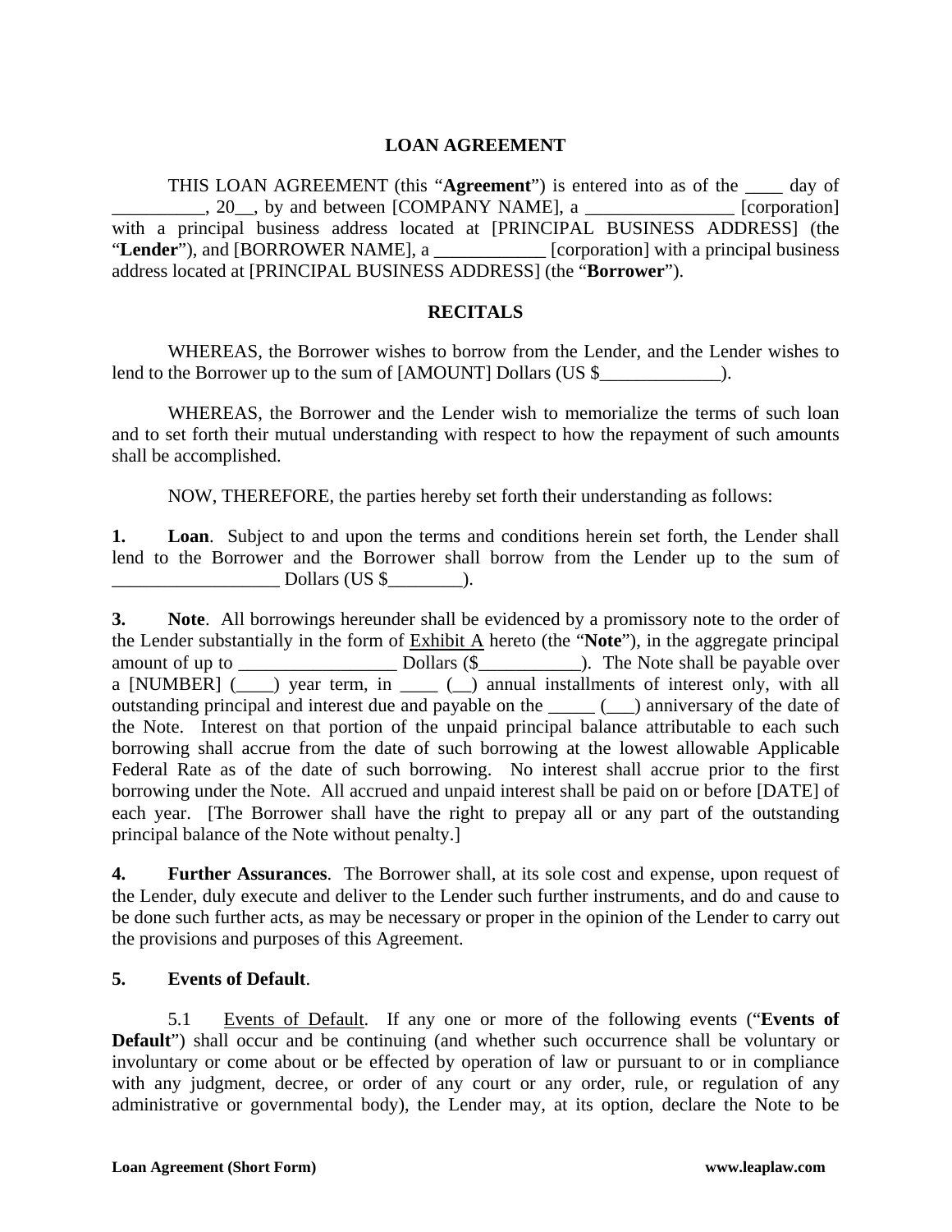# LOAN AGREEMENT

THIS LOAN AGREEMENT (this "**Agreement**") is entered into as of the ____ day of __________, 20__, by and between [COMPANY NAME], a ________________ [corporation] with a principal business address located at [PRINCIPAL BUSINESS ADDRESS] (the "**Lender**"), and [BORROWER NAME], a ____________ [corporation] with a principal business address located at [PRINCIPAL BUSINESS ADDRESS] (the "**Borrower**").

## RECITALS

WHEREAS, the Borrower wishes to borrow from the Lender, and the Lender wishes to lend to the Borrower up to the sum of [AMOUNT] Dollars (US $_____________).

WHEREAS, the Borrower and the Lender wish to memorialize the terms of such loan and to set forth their mutual understanding with respect to how the repayment of such amounts shall be accomplished.

NOW, THEREFORE, the parties hereby set forth their understanding as follows:

**1. Loan**. Subject to and upon the terms and conditions herein set forth, the Lender shall lend to the Borrower and the Borrower shall borrow from the Lender up to the sum of __________________ Dollars (US $________).

**3. Note**. All borrowings hereunder shall be evidenced by a promissory note to the order of the Lender substantially in the form of Exhibit A hereto (the "**Note**"), in the aggregate principal amount of up to _________________ Dollars ($___________). The Note shall be payable over a [NUMBER] (____) year term, in ____ (__) annual installments of interest only, with all outstanding principal and interest due and payable on the _____ (___) anniversary of the date of the Note. Interest on that portion of the unpaid principal balance attributable to each such borrowing shall accrue from the date of such borrowing at the lowest allowable Applicable Federal Rate as of the date of such borrowing. No interest shall accrue prior to the first borrowing under the Note. All accrued and unpaid interest shall be paid on or before [DATE] of each year. [The Borrower shall have the right to prepay all or any part of the outstanding principal balance of the Note without penalty.]

**4. Further Assurances**. The Borrower shall, at its sole cost and expense, upon request of the Lender, duly execute and deliver to the Lender such further instruments, and do and cause to be done such further acts, as may be necessary or proper in the opinion of the Lender to carry out the provisions and purposes of this Agreement.

**5. Events of Default**.

5.1 Events of Default. If any one or more of the following events ("**Events of Default**") shall occur and be continuing (and whether such occurrence shall be voluntary or involuntary or come about or be effected by operation of law or pursuant to or in compliance with any judgment, decree, or order of any court or any order, rule, or regulation of any administrative or governmental body), the Lender may, at its option, declare the Note to be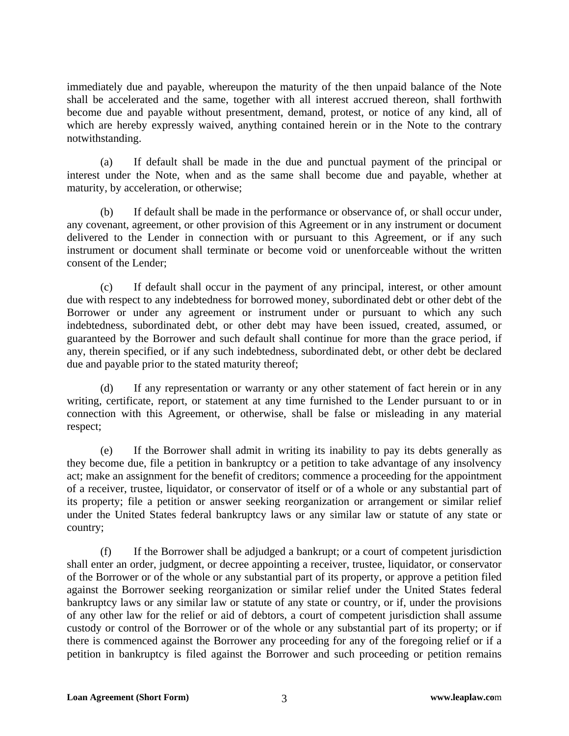immediately due and payable, whereupon the maturity of the then unpaid balance of the Note shall be accelerated and the same, together with all interest accrued thereon, shall forthwith become due and payable without presentment, demand, protest, or notice of any kind, all of which are hereby expressly waived, anything contained herein or in the Note to the contrary notwithstanding.

(a) If default shall be made in the due and punctual payment of the principal or interest under the Note, when and as the same shall become due and payable, whether at maturity, by acceleration, or otherwise;

(b) If default shall be made in the performance or observance of, or shall occur under, any covenant, agreement, or other provision of this Agreement or in any instrument or document delivered to the Lender in connection with or pursuant to this Agreement, or if any such instrument or document shall terminate or become void or unenforceable without the written consent of the Lender;

(c) If default shall occur in the payment of any principal, interest, or other amount due with respect to any indebtedness for borrowed money, subordinated debt or other debt of the Borrower or under any agreement or instrument under or pursuant to which any such indebtedness, subordinated debt, or other debt may have been issued, created, assumed, or guaranteed by the Borrower and such default shall continue for more than the grace period, if any, therein specified, or if any such indebtedness, subordinated debt, or other debt be declared due and payable prior to the stated maturity thereof;

(d) If any representation or warranty or any other statement of fact herein or in any writing, certificate, report, or statement at any time furnished to the Lender pursuant to or in connection with this Agreement, or otherwise, shall be false or misleading in any material respect;

(e) If the Borrower shall admit in writing its inability to pay its debts generally as they become due, file a petition in bankruptcy or a petition to take advantage of any insolvency act; make an assignment for the benefit of creditors; commence a proceeding for the appointment of a receiver, trustee, liquidator, or conservator of itself or of a whole or any substantial part of its property; file a petition or answer seeking reorganization or arrangement or similar relief under the United States federal bankruptcy laws or any similar law or statute of any state or country;

(f) If the Borrower shall be adjudged a bankrupt; or a court of competent jurisdiction shall enter an order, judgment, or decree appointing a receiver, trustee, liquidator, or conservator of the Borrower or of the whole or any substantial part of its property, or approve a petition filed against the Borrower seeking reorganization or similar relief under the United States federal bankruptcy laws or any similar law or statute of any state or country, or if, under the provisions of any other law for the relief or aid of debtors, a court of competent jurisdiction shall assume custody or control of the Borrower or of the whole or any substantial part of its property; or if there is commenced against the Borrower any proceeding for any of the foregoing relief or if a petition in bankruptcy is filed against the Borrower and such proceeding or petition remains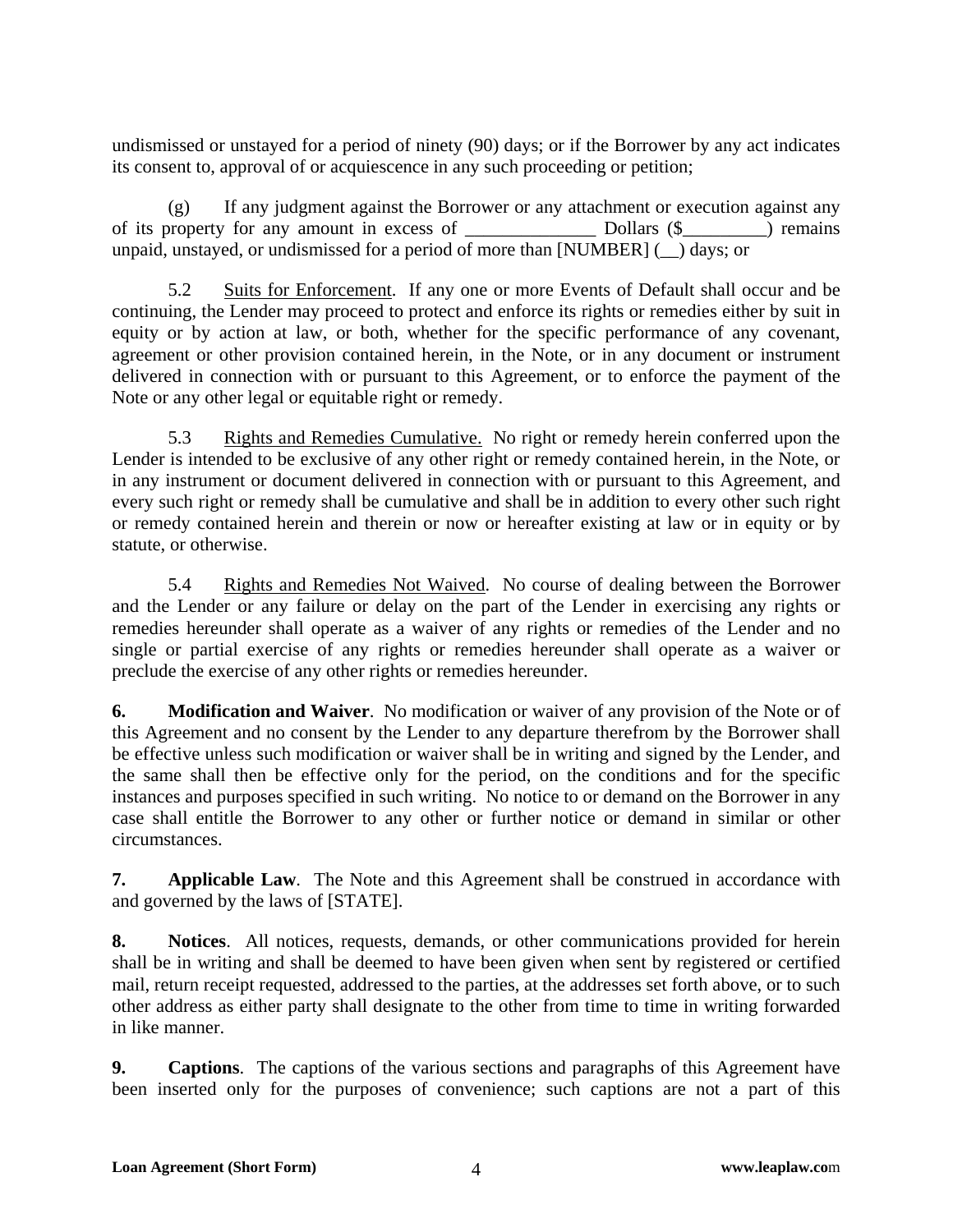undismissed or unstayed for a period of ninety (90) days; or if the Borrower by any act indicates its consent to, approval of or acquiescence in any such proceeding or petition;

(g) If any judgment against the Borrower or any attachment or execution against any of its property for any amount in excess of ______________ Dollars ($_________) remains unpaid, unstayed, or undismissed for a period of more than [NUMBER] (__) days; or

5.2 Suits for Enforcement. If any one or more Events of Default shall occur and be continuing, the Lender may proceed to protect and enforce its rights or remedies either by suit in equity or by action at law, or both, whether for the specific performance of any covenant, agreement or other provision contained herein, in the Note, or in any document or instrument delivered in connection with or pursuant to this Agreement, or to enforce the payment of the Note or any other legal or equitable right or remedy.

5.3 Rights and Remedies Cumulative. No right or remedy herein conferred upon the Lender is intended to be exclusive of any other right or remedy contained herein, in the Note, or in any instrument or document delivered in connection with or pursuant to this Agreement, and every such right or remedy shall be cumulative and shall be in addition to every other such right or remedy contained herein and therein or now or hereafter existing at law or in equity or by statute, or otherwise.

5.4 Rights and Remedies Not Waived. No course of dealing between the Borrower and the Lender or any failure or delay on the part of the Lender in exercising any rights or remedies hereunder shall operate as a waiver of any rights or remedies of the Lender and no single or partial exercise of any rights or remedies hereunder shall operate as a waiver or preclude the exercise of any other rights or remedies hereunder.

**6. Modification and Waiver**. No modification or waiver of any provision of the Note or of this Agreement and no consent by the Lender to any departure therefrom by the Borrower shall be effective unless such modification or waiver shall be in writing and signed by the Lender, and the same shall then be effective only for the period, on the conditions and for the specific instances and purposes specified in such writing. No notice to or demand on the Borrower in any case shall entitle the Borrower to any other or further notice or demand in similar or other circumstances.

**7. Applicable Law**. The Note and this Agreement shall be construed in accordance with and governed by the laws of [STATE].

**8. Notices**. All notices, requests, demands, or other communications provided for herein shall be in writing and shall be deemed to have been given when sent by registered or certified mail, return receipt requested, addressed to the parties, at the addresses set forth above, or to such other address as either party shall designate to the other from time to time in writing forwarded in like manner.

**9. Captions**. The captions of the various sections and paragraphs of this Agreement have been inserted only for the purposes of convenience; such captions are not a part of this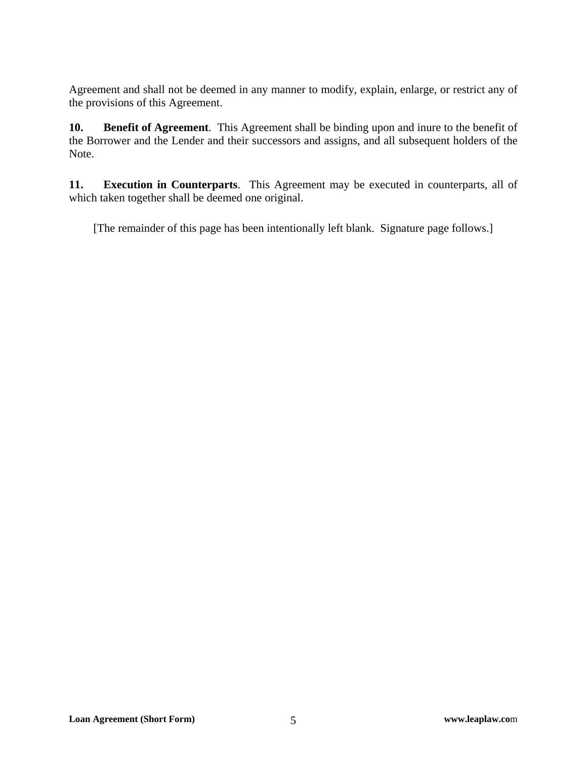Agreement and shall not be deemed in any manner to modify, explain, enlarge, or restrict any of the provisions of this Agreement.

**10. Benefit of Agreement**. This Agreement shall be binding upon and inure to the benefit of the Borrower and the Lender and their successors and assigns, and all subsequent holders of the Note.

**11. Execution in Counterparts**. This Agreement may be executed in counterparts, all of which taken together shall be deemed one original.

[The remainder of this page has been intentionally left blank. Signature page follows.]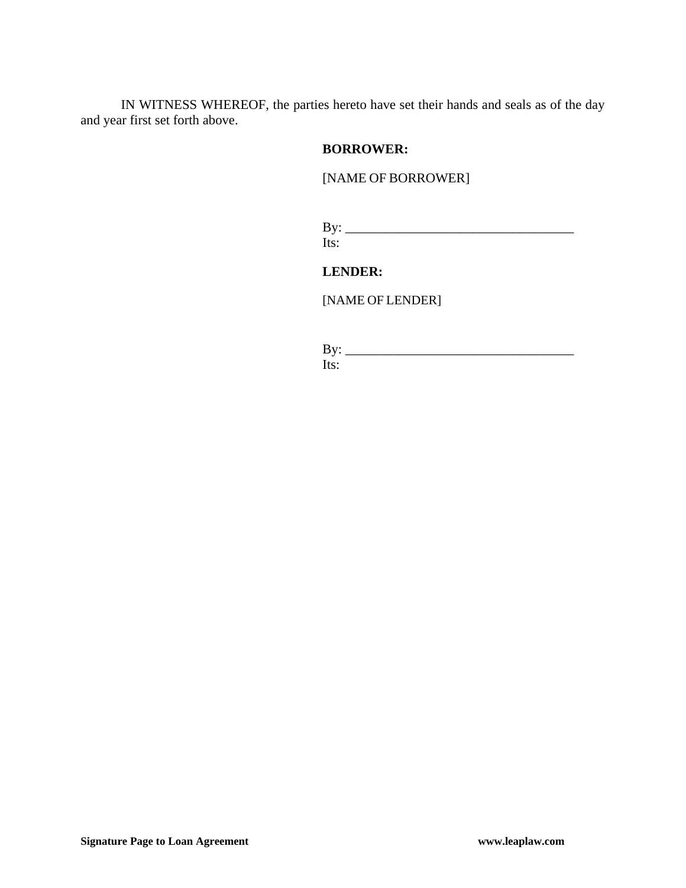IN WITNESS WHEREOF, the parties hereto have set their hands and seals as of the day and year first set forth above.

**BORROWER:**

[NAME OF BORROWER]

By: ___________________________________
Its:

**LENDER:**

[NAME OF LENDER]

By: ___________________________________
Its:

**Signature Page to Loan Agreement**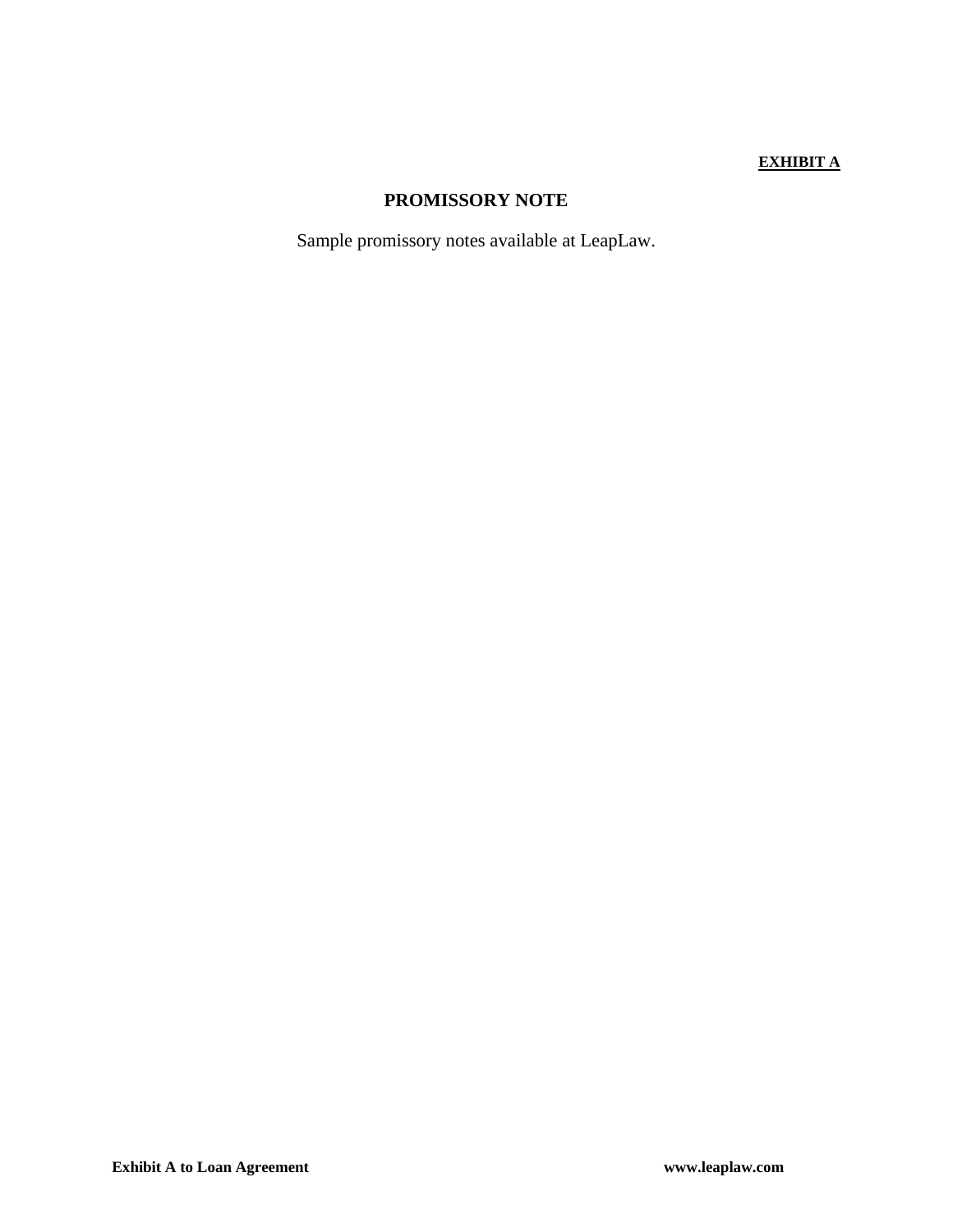**EXHIBIT A**

# PROMISSORY NOTE

Sample promissory notes available at LeapLaw.